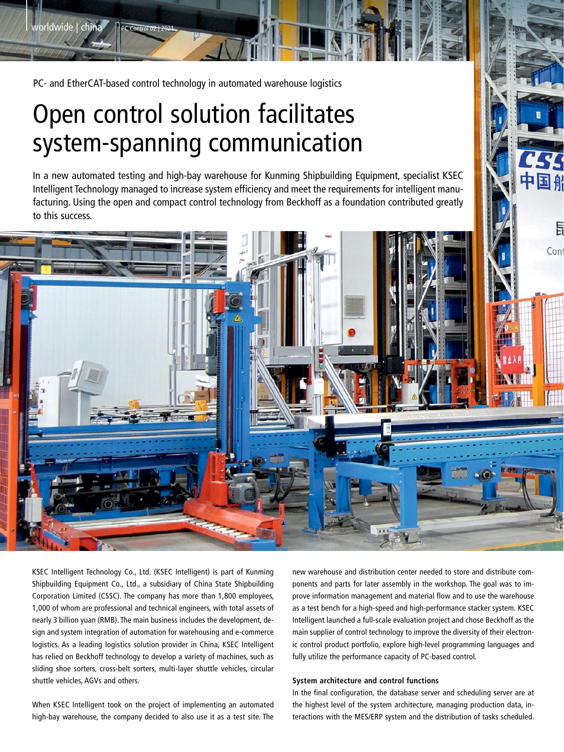PC- and EtherCAT-based control technology in automated warehouse logistics

# Open control solution facilitates system-spanning communication

In a new automated testing and high-bay warehouse for Kunming Shipbuilding Equipment, specialist KSEC Intelligent Technology managed to increase system efficiency and meet the requirements for intelligent manufacturing. Using the open and compact control technology from Beckhoff as a foundation contributed greatly to this success.

KSEC Intelligent Technology Co., Ltd. (KSEC Intelligent) is part of Kunming Shipbuilding Equipment Co., Ltd., a subsidiary of China State Shipbuilding Corporation Limited (CSSC). The company has more than 1,800 employees, 1,000 of whom are professional and technical engineers, with total assets of nearly 3 billion yuan (RMB). The main business includes the development, design and system integration of automation for warehousing and e-commerce logistics. As a leading logistics solution provider in China, KSEC Intelligent has relied on Beckhoff technology to develop a variety of machines, such as sliding shoe sorters, cross-belt sorters, multi-layer shuttle vehicles, circular shuttle vehicles, AGVs and others.

When KSEC Intelligent took on the project of implementing an automated high-bay warehouse, the company decided to also use it as a test site. The new warehouse and distribution center needed to store and distribute components and parts for later assembly in the workshop. The goal was to improve information management and material flow and to use the warehouse as a test bench for a high-speed and high-performance stacker system. KSEC Intelligent launched a full-scale evaluation project and chose Beckhoff as the main supplier of control technology to improve the diversity of their electronic control product portfolio, explore high-level programming languages and fully utilize the performance capacity of PC-based control.

**System architecture and control functions**

In the final configuration, the database server and scheduling server are at the highest level of the system architecture, managing production data, interactions with the MES/ERP system and the distribution of tasks scheduled.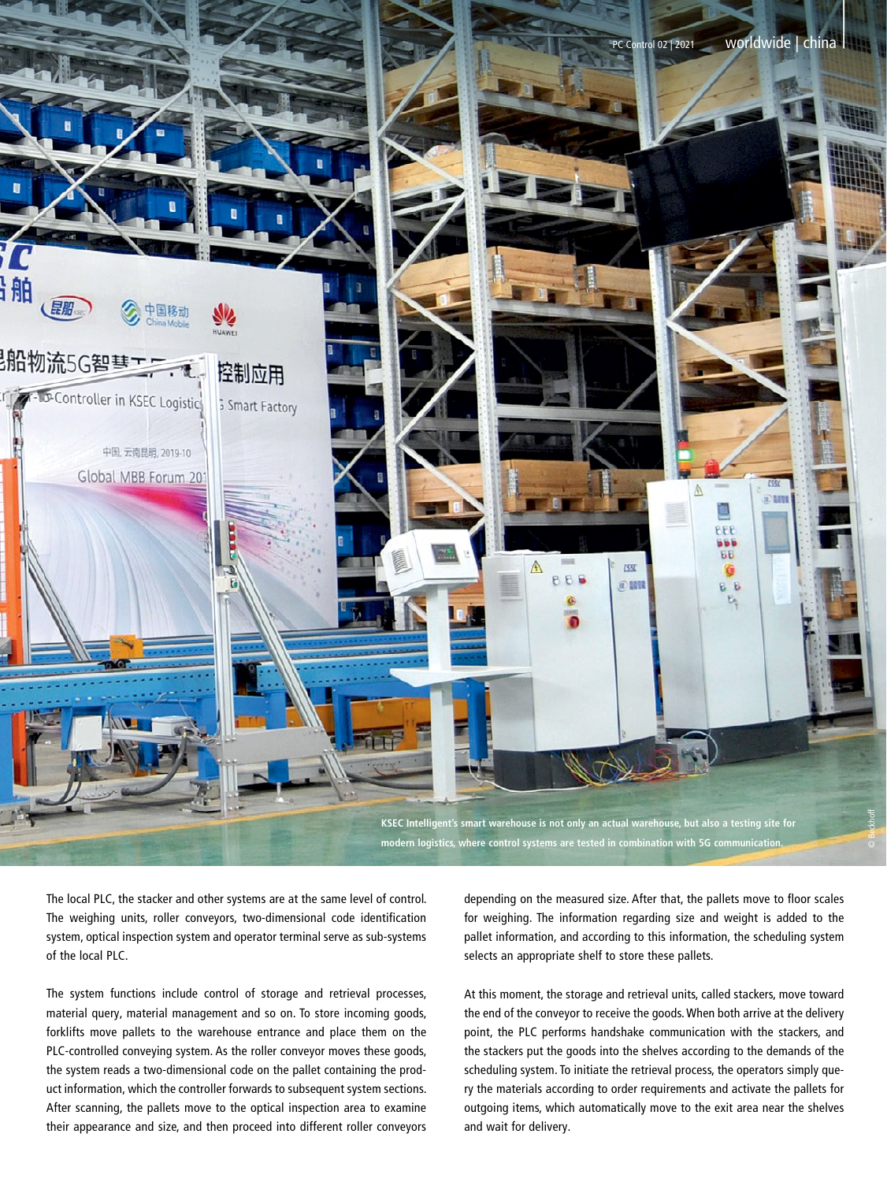KSEC Intelligent's smart warehouse is not only an actual warehouse, but also a testing site for modern logistics, where control systems are tested in combination with 5G communication.

The local PLC, the stacker and other systems are at the same level of control. The weighing units, roller conveyors, two-dimensional code identification system, optical inspection system and operator terminal serve as sub-systems of the local PLC.

The system functions include control of storage and retrieval processes, material query, material management and so on. To store incoming goods, forklifts move pallets to the warehouse entrance and place them on the PLC-controlled conveying system. As the roller conveyor moves these goods, the system reads a two-dimensional code on the pallet containing the product information, which the controller forwards to subsequent system sections. After scanning, the pallets move to the optical inspection area to examine their appearance and size, and then proceed into different roller conveyors depending on the measured size. After that, the pallets move to floor scales for weighing. The information regarding size and weight is added to the pallet information, and according to this information, the scheduling system selects an appropriate shelf to store these pallets.

At this moment, the storage and retrieval units, called stackers, move toward the end of the conveyor to receive the goods. When both arrive at the delivery point, the PLC performs handshake communication with the stackers, and the stackers put the goods into the shelves according to the demands of the scheduling system. To initiate the retrieval process, the operators simply query the materials according to order requirements and activate the pallets for outgoing items, which automatically move to the exit area near the shelves and wait for delivery.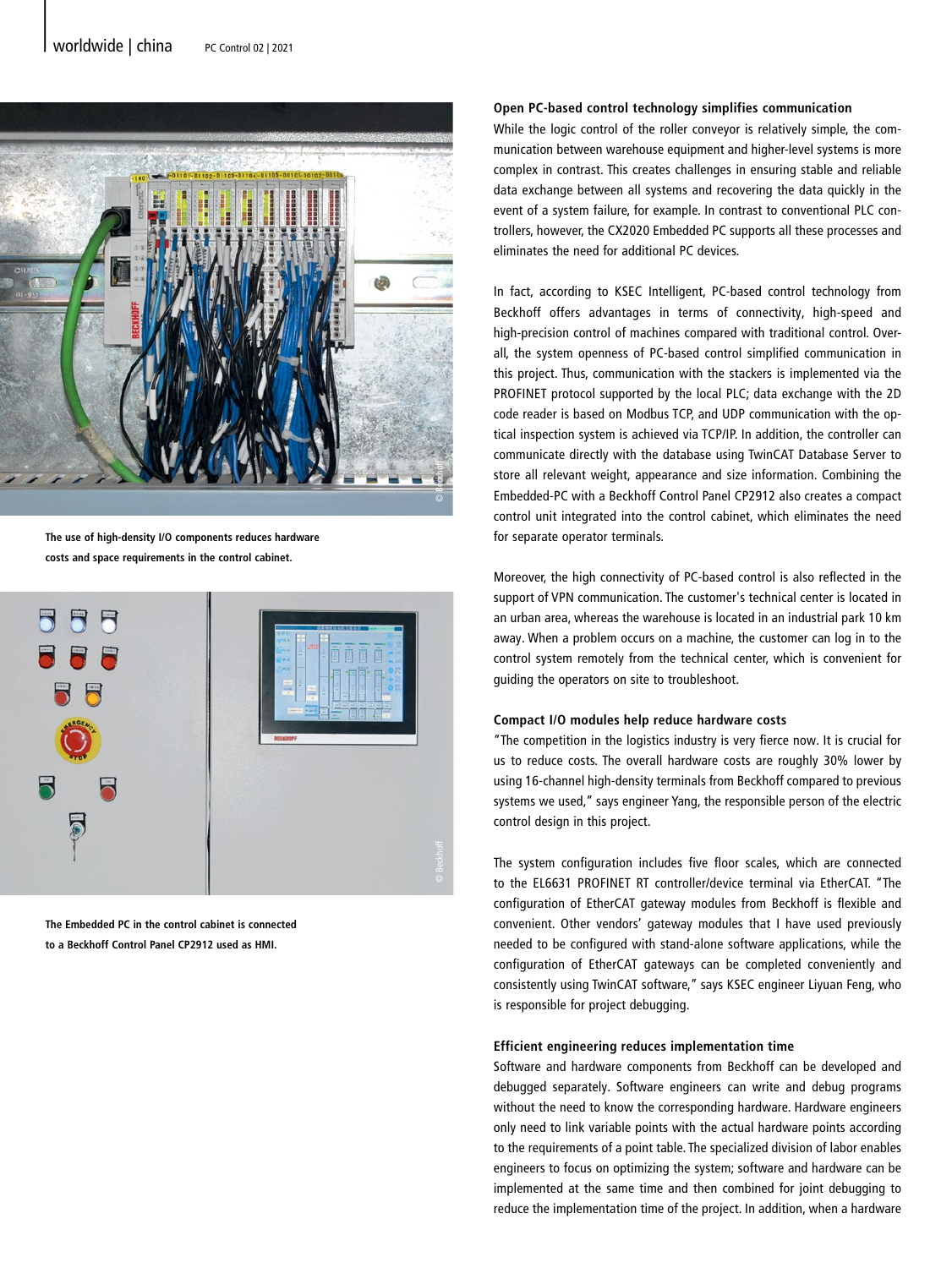The use of high-density I/O components reduces hardware costs and space requirements in the control cabinet.

The Embedded PC in the control cabinet is connected to a Beckhoff Control Panel CP2912 used as HMI.

**Open PC-based control technology simplifies communication**

While the logic control of the roller conveyor is relatively simple, the communication between warehouse equipment and higher-level systems is more complex in contrast. This creates challenges in ensuring stable and reliable data exchange between all systems and recovering the data quickly in the event of a system failure, for example. In contrast to conventional PLC controllers, however, the CX2020 Embedded PC supports all these processes and eliminates the need for additional PC devices.

In fact, according to KSEC Intelligent, PC-based control technology from Beckhoff offers advantages in terms of connectivity, high-speed and high-precision control of machines compared with traditional control. Overall, the system openness of PC-based control simplified communication in this project. Thus, communication with the stackers is implemented via the PROFINET protocol supported by the local PLC; data exchange with the 2D code reader is based on Modbus TCP, and UDP communication with the optical inspection system is achieved via TCP/IP. In addition, the controller can communicate directly with the database using TwinCAT Database Server to store all relevant weight, appearance and size information. Combining the Embedded-PC with a Beckhoff Control Panel CP2912 also creates a compact control unit integrated into the control cabinet, which eliminates the need for separate operator terminals.

Moreover, the high connectivity of PC-based control is also reflected in the support of VPN communication. The customer's technical center is located in an urban area, whereas the warehouse is located in an industrial park 10 km away. When a problem occurs on a machine, the customer can log in to the control system remotely from the technical center, which is convenient for guiding the operators on site to troubleshoot.

**Compact I/O modules help reduce hardware costs**

"The competition in the logistics industry is very fierce now. It is crucial for us to reduce costs. The overall hardware costs are roughly 30% lower by using 16-channel high-density terminals from Beckhoff compared to previous systems we used," says engineer Yang, the responsible person of the electric control design in this project.

The system configuration includes five floor scales, which are connected to the EL6631 PROFINET RT controller/device terminal via EtherCAT. "The configuration of EtherCAT gateway modules from Beckhoff is flexible and convenient. Other vendors' gateway modules that I have used previously needed to be configured with stand-alone software applications, while the configuration of EtherCAT gateways can be completed conveniently and consistently using TwinCAT software," says KSEC engineer Liyuan Feng, who is responsible for project debugging.

**Efficient engineering reduces implementation time**

Software and hardware components from Beckhoff can be developed and debugged separately. Software engineers can write and debug programs without the need to know the corresponding hardware. Hardware engineers only need to link variable points with the actual hardware points according to the requirements of a point table. The specialized division of labor enables engineers to focus on optimizing the system; software and hardware can be implemented at the same time and then combined for joint debugging to reduce the implementation time of the project. In addition, when a hardware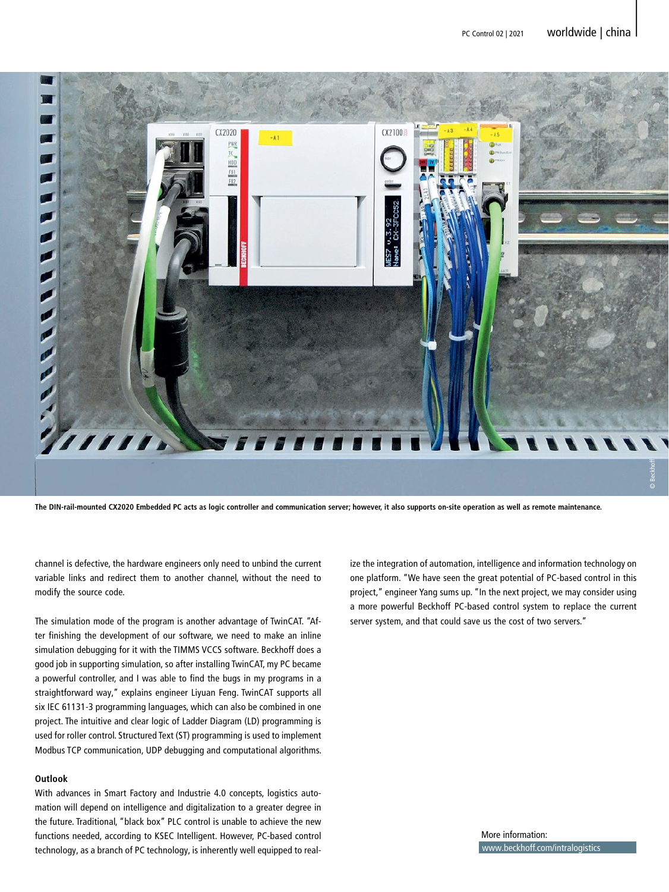The DIN-rail-mounted CX2020 Embedded PC acts as logic controller and communication server; however, it also supports on-site operation as well as remote maintenance.

channel is defective, the hardware engineers only need to unbind the current variable links and redirect them to another channel, without the need to modify the source code.

The simulation mode of the program is another advantage of TwinCAT. "After finishing the development of our software, we need to make an inline simulation debugging for it with the TIMMS VCCS software. Beckhoff does a good job in supporting simulation, so after installing TwinCAT, my PC became a powerful controller, and I was able to find the bugs in my programs in a straightforward way," explains engineer Liyuan Feng. TwinCAT supports all six IEC 61131-3 programming languages, which can also be combined in one project. The intuitive and clear logic of Ladder Diagram (LD) programming is used for roller control. Structured Text (ST) programming is used to implement Modbus TCP communication, UDP debugging and computational algorithms.

### Outlook

With advances in Smart Factory and Industrie 4.0 concepts, logistics automation will depend on intelligence and digitalization to a greater degree in the future. Traditional, "black box" PLC control is unable to achieve the new functions needed, according to KSEC Intelligent. However, PC-based control technology, as a branch of PC technology, is inherently well equipped to realize the integration of automation, intelligence and information technology on one platform. "We have seen the great potential of PC-based control in this project," engineer Yang sums up. "In the next project, we may consider using a more powerful Beckhoff PC-based control system to replace the current server system, and that could save us the cost of two servers."

More information:
www.beckhoff.com/intralogistics